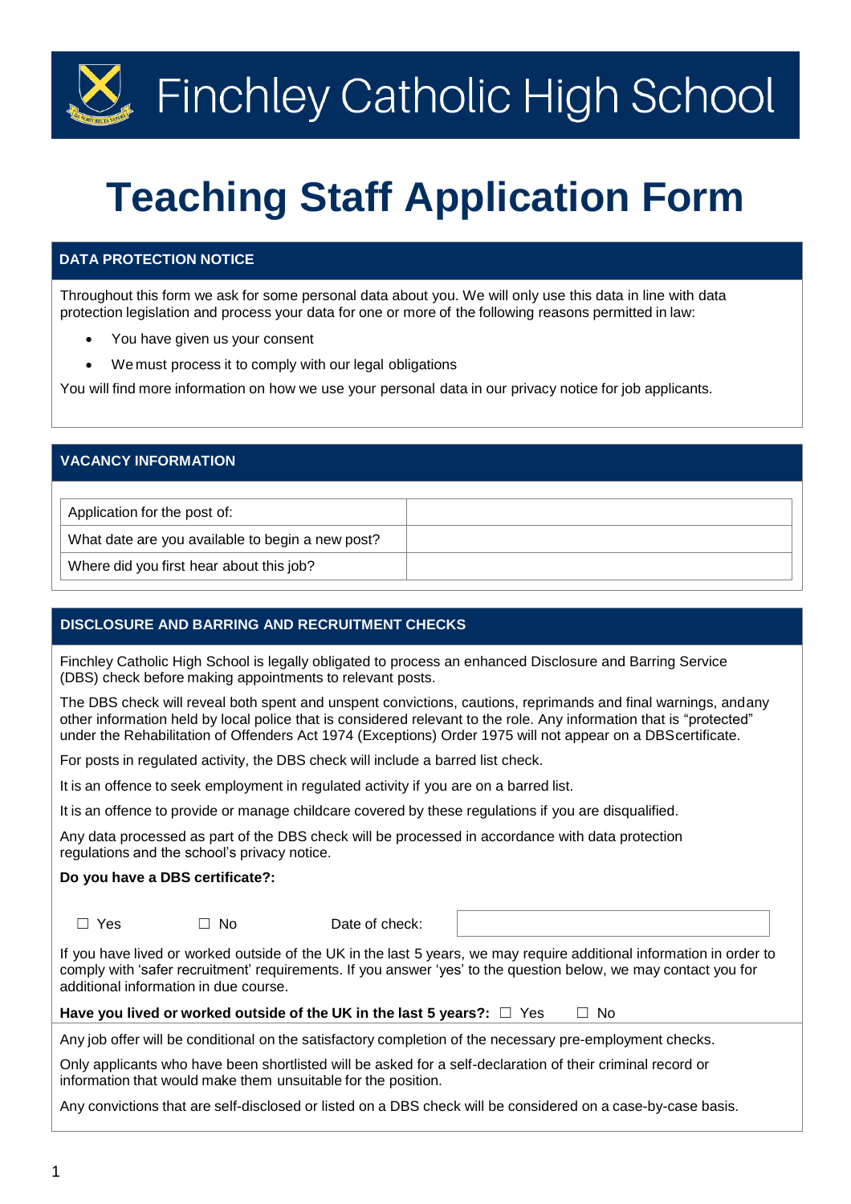# Finchley Catholic High School

# Teaching Staff Application Form

## DATA PROTECTION NOTICE

Throughout this form we ask for some personal data about you. We will only use this data in line with data protection legislation and process your data for one or more of the following reasons permitted in law:

- You have given us your consent
- We must process it to comply with our legal obligations

You will find more information on how we use your personal data in our privacy notice for job applicants.

## VACANCY INFORMATION

| Application for the post of: | |
|---|---|
| What date are you available to begin a new post? | |
| Where did you first hear about this job? | |

## DISCLOSURE AND BARRING AND RECRUITMENT CHECKS

Finchley Catholic High School is legally obligated to process an enhanced Disclosure and Barring Service (DBS) check before making appointments to relevant posts.

The DBS check will reveal both spent and unspent convictions, cautions, reprimands and final warnings, andany other information held by local police that is considered relevant to the role. Any information that is "protected" under the Rehabilitation of Offenders Act 1974 (Exceptions) Order 1975 will not appear on a DBScertificate.

For posts in regulated activity, the DBS check will include a barred list check.

It is an offence to seek employment in regulated activity if you are on a barred list.

It is an offence to provide or manage childcare covered by these regulations if you are disqualified.

Any data processed as part of the DBS check will be processed in accordance with data protection regulations and the school's privacy notice.

**Do you have a DBS certificate?:**

☐ Yes ☐ No Date of check:

If you have lived or worked outside of the UK in the last 5 years, we may require additional information in order to comply with 'safer recruitment' requirements. If you answer 'yes' to the question below, we may contact you for additional information in due course.

**Have you lived or worked outside of the UK in the last 5 years?:** ☐ Yes ☐ No

Any job offer will be conditional on the satisfactory completion of the necessary pre-employment checks.

Only applicants who have been shortlisted will be asked for a self-declaration of their criminal record or information that would make them unsuitable for the position.

Any convictions that are self-disclosed or listed on a DBS check will be considered on a case-by-case basis.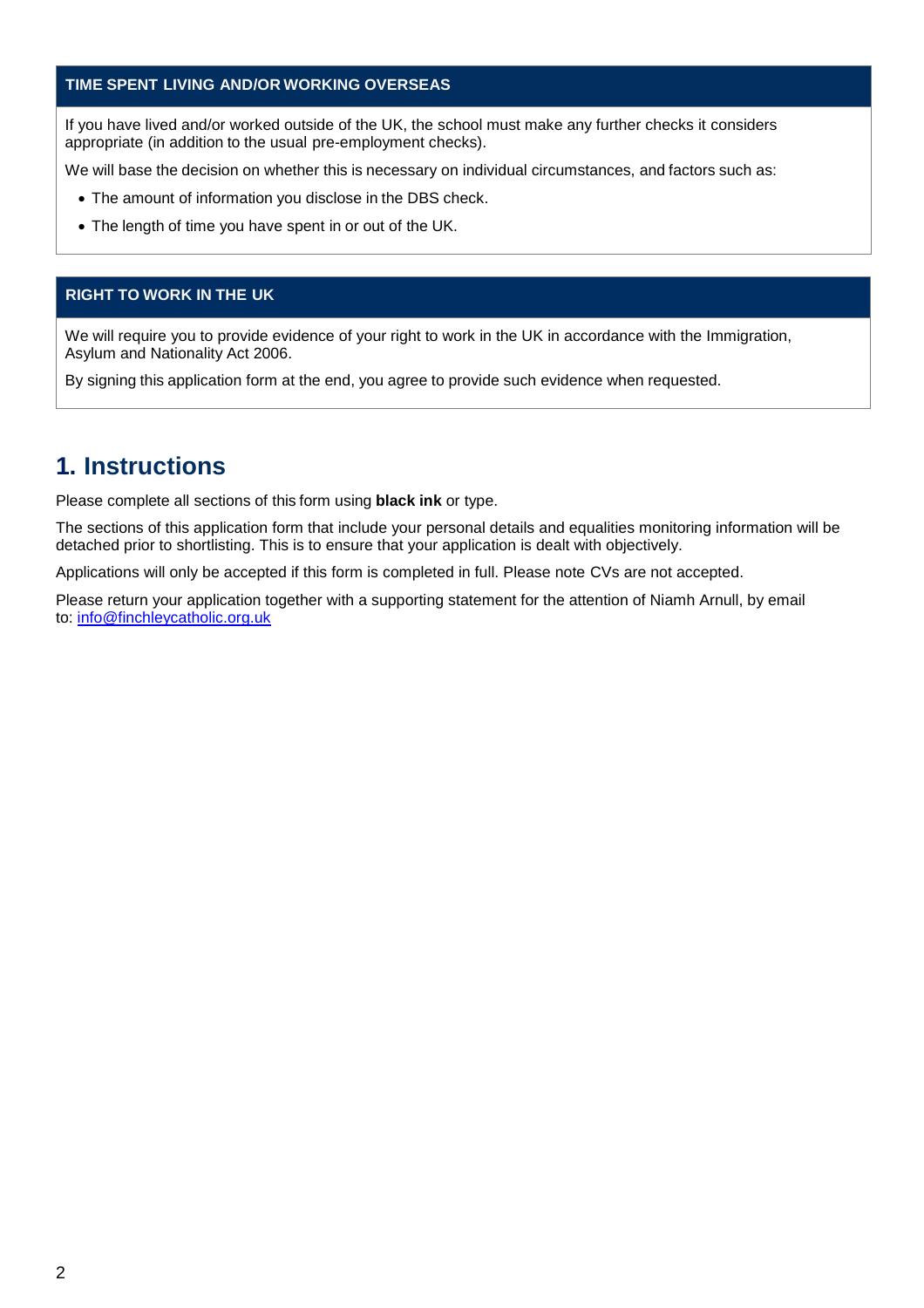### TIME SPENT LIVING AND/OR WORKING OVERSEAS

If you have lived and/or worked outside of the UK, the school must make any further checks it considers appropriate (in addition to the usual pre-employment checks).

We will base the decision on whether this is necessary on individual circumstances, and factors such as:

- The amount of information you disclose in the DBS check.
- The length of time you have spent in or out of the UK.

### RIGHT TO WORK IN THE UK

We will require you to provide evidence of your right to work in the UK in accordance with the Immigration, Asylum and Nationality Act 2006.

By signing this application form at the end, you agree to provide such evidence when requested.

## 1. Instructions

Please complete all sections of this form using **black ink** or type.

The sections of this application form that include your personal details and equalities monitoring information will be detached prior to shortlisting. This is to ensure that your application is dealt with objectively.

Applications will only be accepted if this form is completed in full. Please note CVs are not accepted.

Please return your application together with a supporting statement for the attention of Niamh Arnull, by email to: info@finchleycatholic.org.uk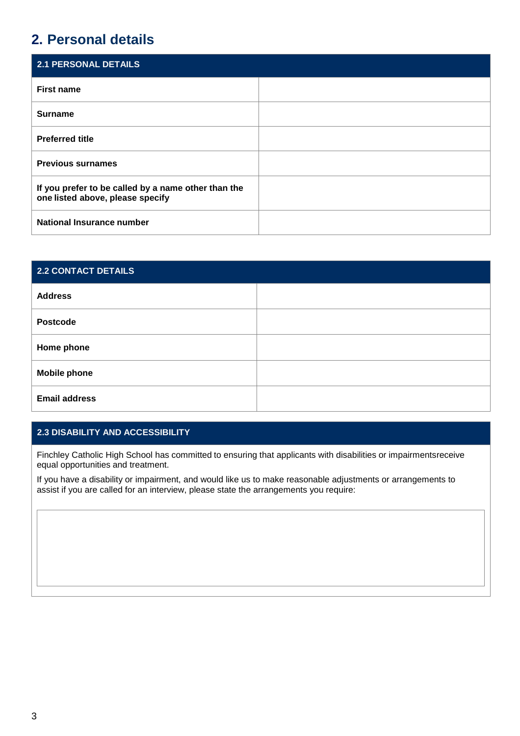## 2. Personal details

| 2.1 PERSONAL DETAILS | |
|---|---|
| **First name** | |
| **Surname** | |
| **Preferred title** | |
| **Previous surnames** | |
| **If you prefer to be called by a name other than the one listed above, please specify** | |
| **National Insurance number** | |

| 2.2 CONTACT DETAILS | |
|---|---|
| **Address** | |
| **Postcode** | |
| **Home phone** | |
| **Mobile phone** | |
| **Email address** | |

**2.3 DISABILITY AND ACCESSIBILITY**

Finchley Catholic High School has committed to ensuring that applicants with disabilities or impairmentsreceive equal opportunities and treatment.

If you have a disability or impairment, and would like us to make reasonable adjustments or arrangements to assist if you are called for an interview, please state the arrangements you require: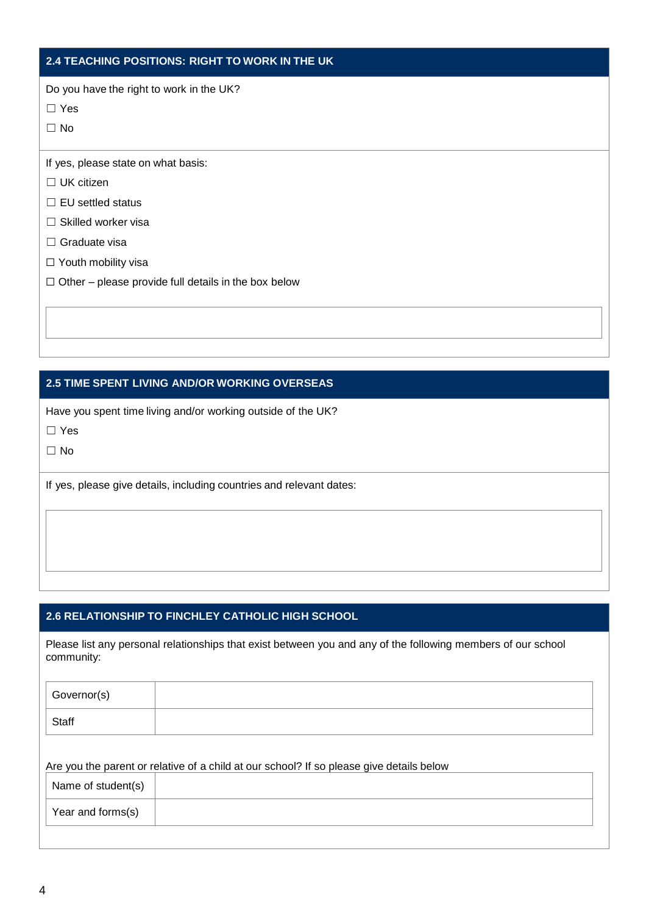## 2.4 TEACHING POSITIONS: RIGHT TO WORK IN THE UK

Do you have the right to work in the UK?

☐ Yes

☐ No

If yes, please state on what basis:

☐ UK citizen

☐ EU settled status

☐ Skilled worker visa

☐ Graduate visa

☐ Youth mobility visa

☐ Other – please provide full details in the box below

## 2.5 TIME SPENT LIVING AND/OR WORKING OVERSEAS

Have you spent time living and/or working outside of the UK?

☐ Yes

☐ No

If yes, please give details, including countries and relevant dates:

## 2.6 RELATIONSHIP TO FINCHLEY CATHOLIC HIGH SCHOOL

Please list any personal relationships that exist between you and any of the following members of our school community:

| Governor(s) | |
|---|---|
| Staff | |

Are you the parent or relative of a child at our school? If so please give details below

| Name of student(s) | |
|---|---|
| Year and forms(s) | |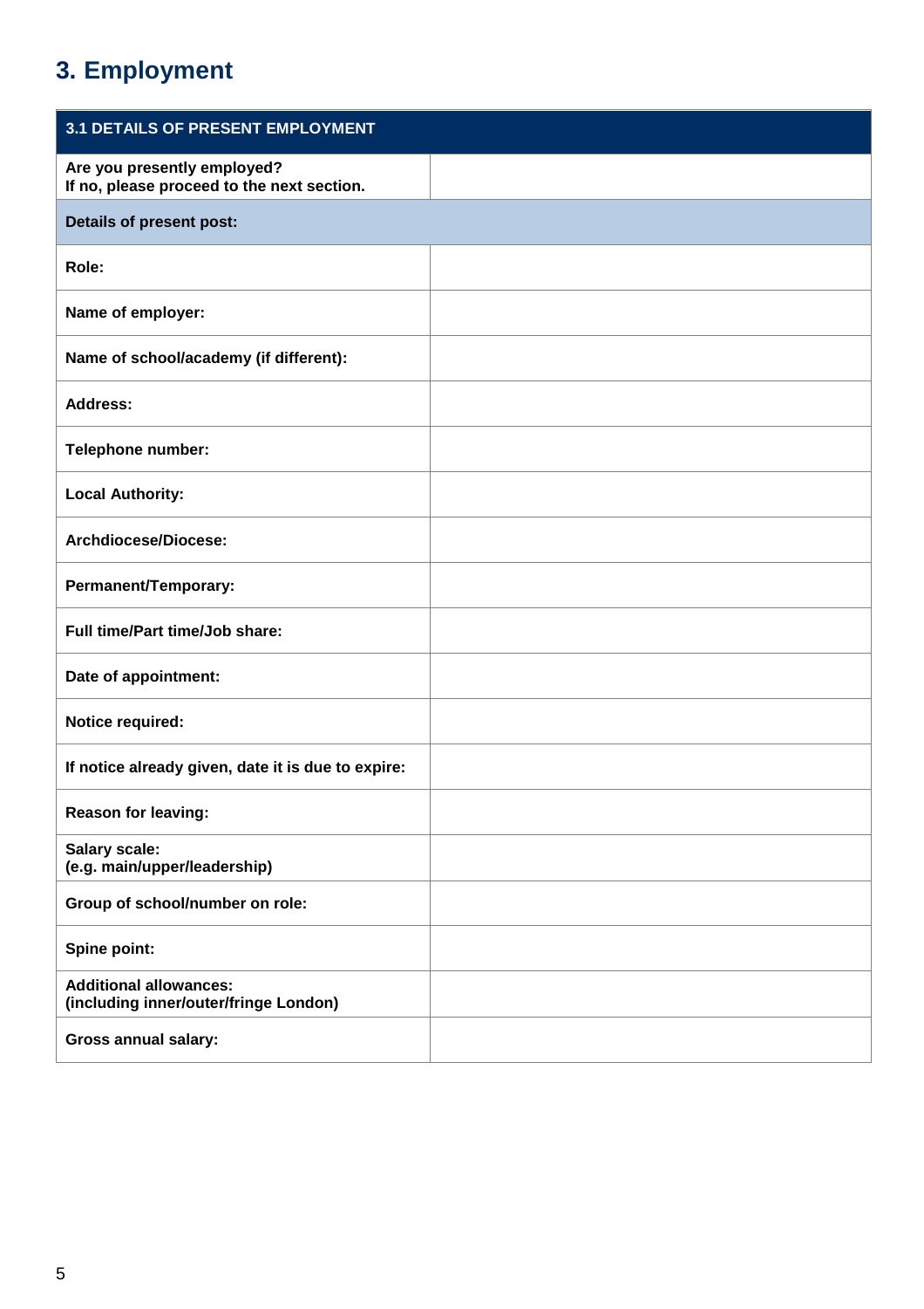# 3. Employment

| 3.1 DETAILS OF PRESENT EMPLOYMENT | |
|---|---|
| **Are you presently employed?**<br>**If no, please proceed to the next section.** | |
| **Details of present post:** | |
| **Role:** | |
| **Name of employer:** | |
| **Name of school/academy (if different):** | |
| **Address:** | |
| **Telephone number:** | |
| **Local Authority:** | |
| **Archdiocese/Diocese:** | |
| **Permanent/Temporary:** | |
| **Full time/Part time/Job share:** | |
| **Date of appointment:** | |
| **Notice required:** | |
| **If notice already given, date it is due to expire:** | |
| **Reason for leaving:** | |
| **Salary scale:**<br>**(e.g. main/upper/leadership)** | |
| **Group of school/number on role:** | |
| **Spine point:** | |
| **Additional allowances:**<br>**(including inner/outer/fringe London)** | |
| **Gross annual salary:** | |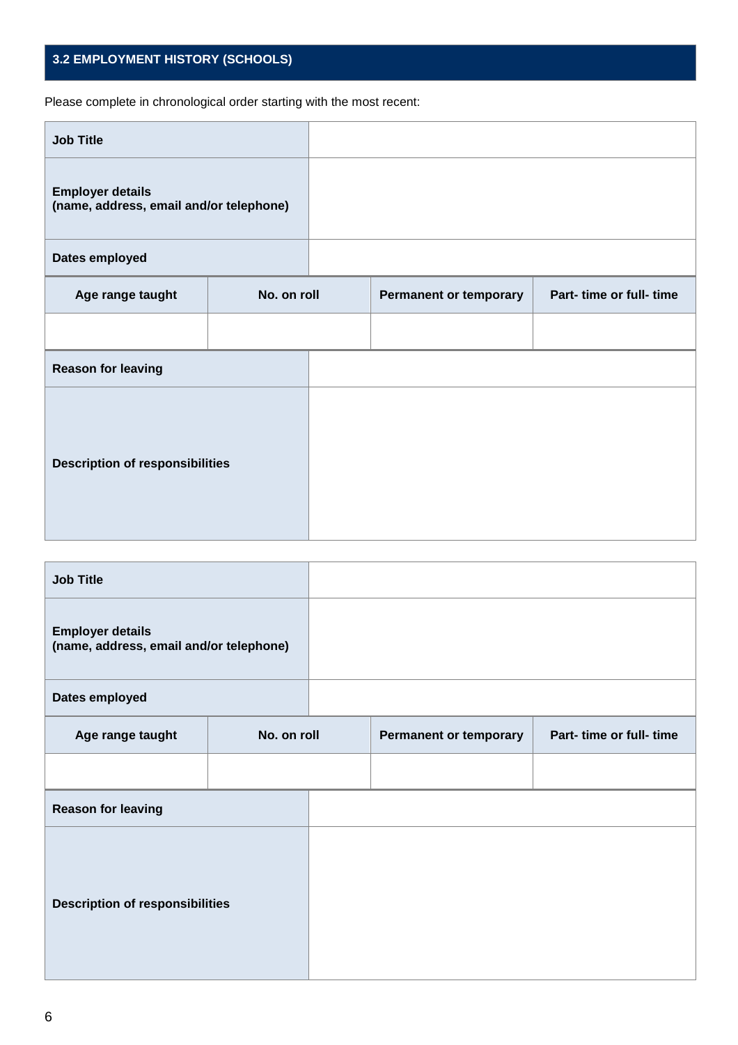## 3.2 EMPLOYMENT HISTORY (SCHOOLS)

Please complete in chronological order starting with the most recent:

| **Job Title** | | | |
|---|---|---|---|
| **Employer details (name, address, email and/or telephone)** | | | |
| **Dates employed** | | | |
| **Age range taught** | **No. on roll** | **Permanent or temporary** | **Part- time or full- time** |
| | | | |
| **Reason for leaving** | | | |
| **Description of responsibilities** | | | |

| **Job Title** | | | |
|---|---|---|---|
| **Employer details (name, address, email and/or telephone)** | | | |
| **Dates employed** | | | |
| **Age range taught** | **No. on roll** | **Permanent or temporary** | **Part- time or full- time** |
| | | | |
| **Reason for leaving** | | | |
| **Description of responsibilities** | | | |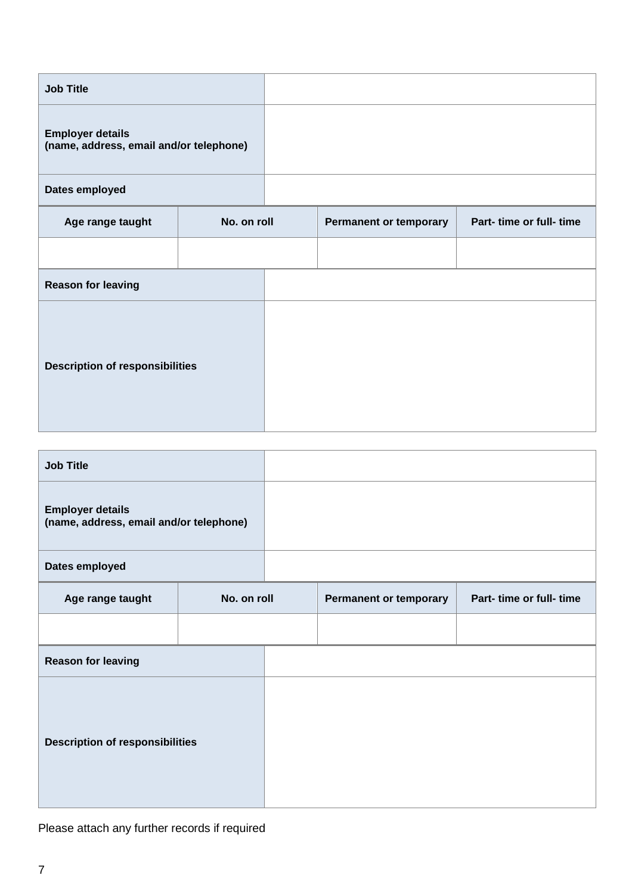| Job Title | | | |
|---|---|---|---|
| **Employer details (name, address, email and/or telephone)** | | | |
| **Dates employed** | | | |
| **Age range taught** | **No. on roll** | **Permanent or temporary** | **Part- time or full- time** |
| | | | |
| **Reason for leaving** | | | |
| **Description of responsibilities** | | | |

| Job Title | | | |
|---|---|---|---|
| **Employer details (name, address, email and/or telephone)** | | | |
| **Dates employed** | | | |
| **Age range taught** | **No. on roll** | **Permanent or temporary** | **Part- time or full- time** |
| | | | |
| **Reason for leaving** | | | |
| **Description of responsibilities** | | | |

Please attach any further records if required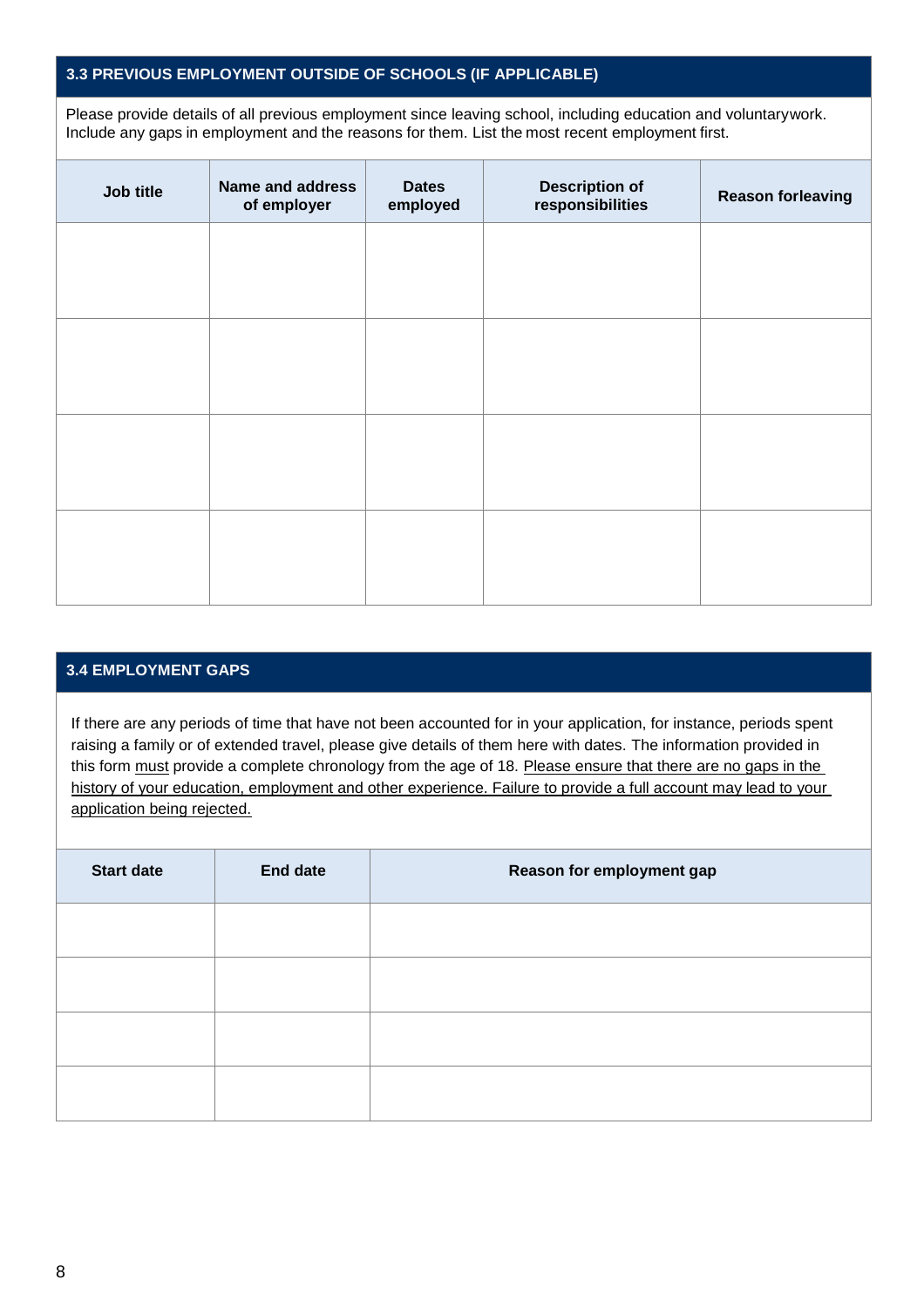### 3.3 PREVIOUS EMPLOYMENT OUTSIDE OF SCHOOLS (IF APPLICABLE)

Please provide details of all previous employment since leaving school, including education and voluntarywork. Include any gaps in employment and the reasons for them. List the most recent employment first.

| Job title | Name and address of employer | Dates employed | Description of responsibilities | Reason forleaving |
|---|---|---|---|---|
| | | | | |
| | | | | |
| | | | | |
| | | | | |

### 3.4 EMPLOYMENT GAPS

If there are any periods of time that have not been accounted for in your application, for instance, periods spent raising a family or of extended travel, please give details of them here with dates. The information provided in this form <u>must</u> provide a complete chronology from the age of 18. <u>Please ensure that there are no gaps in the history of your education, employment and other experience. Failure to provide a full account may lead to your application being rejected.</u>

| Start date | End date | Reason for employment gap |
|---|---|---|
| | | |
| | | |
| | | |
| | | |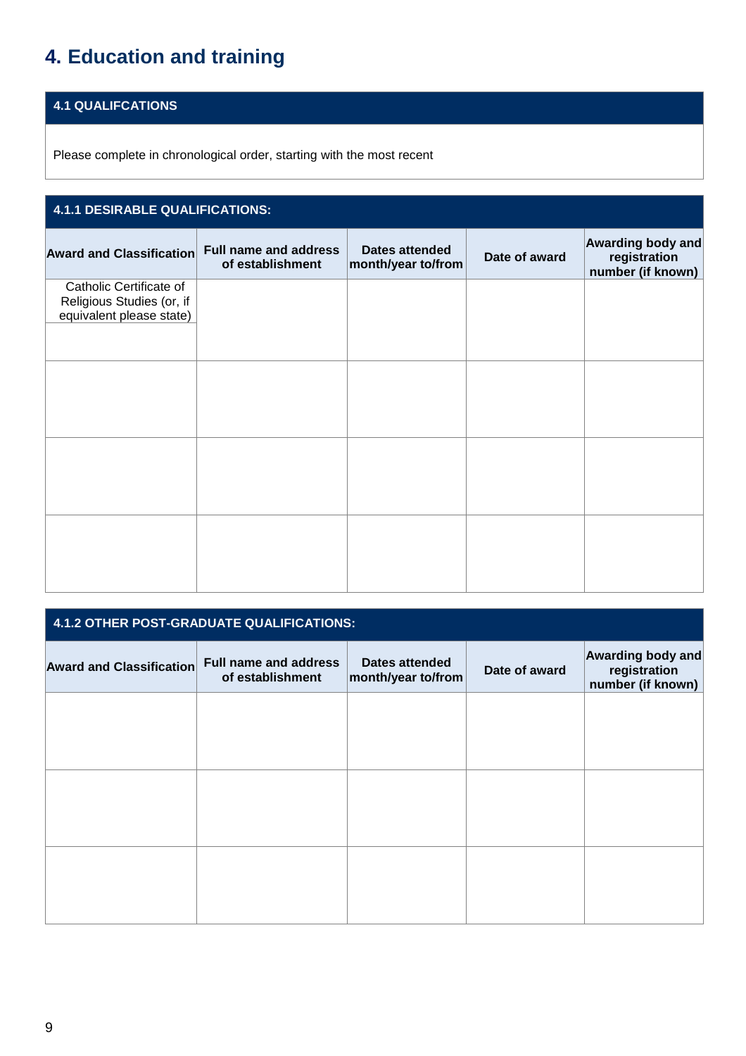# 4. Education and training

## 4.1 QUALIFCATIONS

Please complete in chronological order, starting with the most recent

### 4.1.1 DESIRABLE QUALIFICATIONS:

| Award and Classification | Full name and address of establishment | Dates attended month/year to/from | Date of award | Awarding body and registration number (if known) |
|---|---|---|---|---|
| Catholic Certificate of Religious Studies (or, if equivalent please state) | | | | |
| | | | | |
| | | | | |
| | | | | |
| | | | | |

### 4.1.2 OTHER POST-GRADUATE QUALIFICATIONS:

| Award and Classification | Full name and address of establishment | Dates attended month/year to/from | Date of award | Awarding body and registration number (if known) |
|---|---|---|---|---|
| | | | | |
| | | | | |
| | | | | |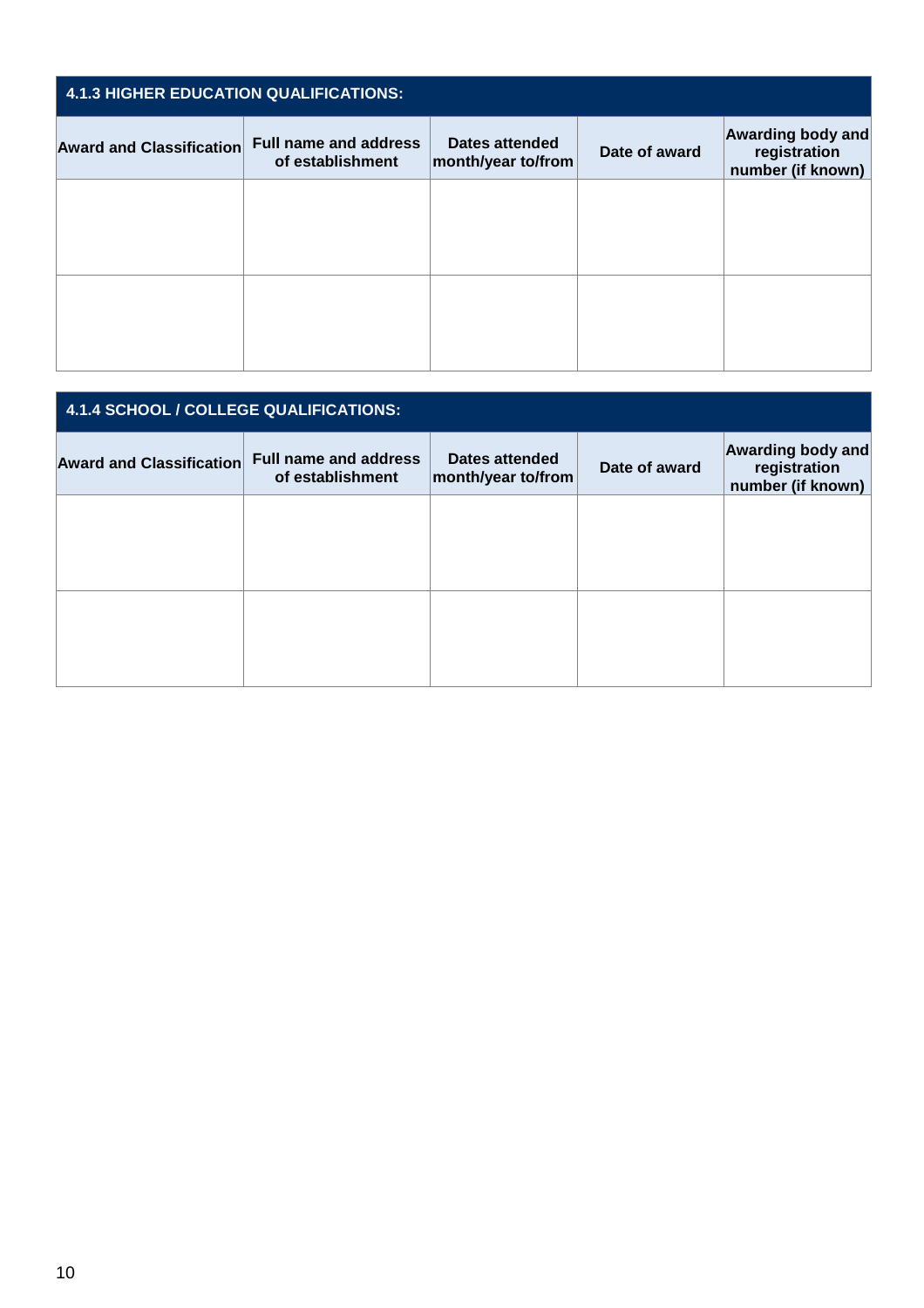### 4.1.3 HIGHER EDUCATION QUALIFICATIONS:

| Award and Classification | Full name and address of establishment | Dates attended month/year to/from | Date of award | Awarding body and registration number (if known) |
|---|---|---|---|---|
| | | | | |
| | | | | |

### 4.1.4 SCHOOL / COLLEGE QUALIFICATIONS:

| Award and Classification | Full name and address of establishment | Dates attended month/year to/from | Date of award | Awarding body and registration number (if known) |
|---|---|---|---|---|
| | | | | |
| | | | | |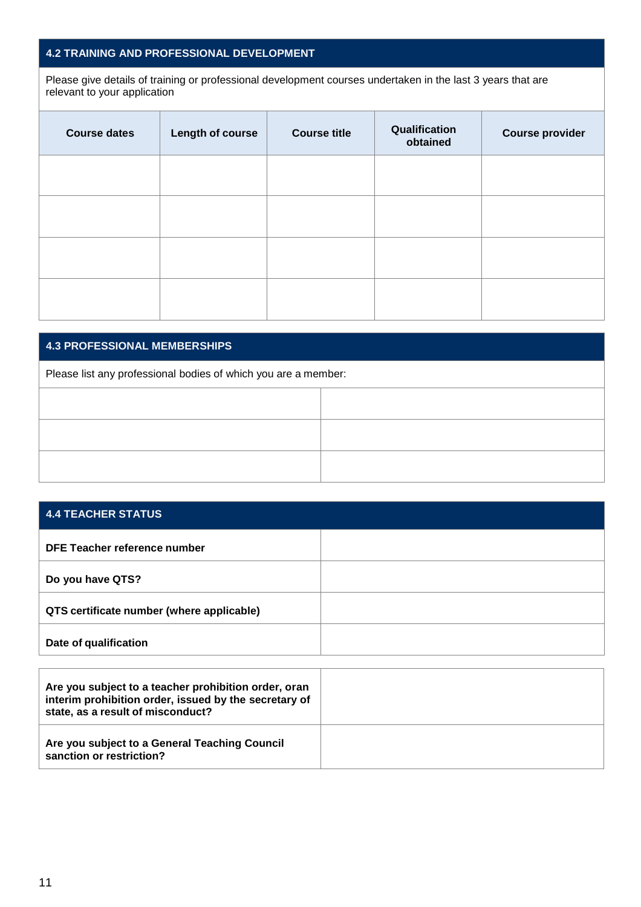## 4.2 TRAINING AND PROFESSIONAL DEVELOPMENT

Please give details of training or professional development courses undertaken in the last 3 years that are relevant to your application

| Course dates | Length of course | Course title | Qualification obtained | Course provider |
|---|---|---|---|---|
| | | | | |
| | | | | |
| | | | | |
| | | | | |

## 4.3 PROFESSIONAL MEMBERSHIPS

Please list any professional bodies of which you are a member:

| | |
|---|---|
| | |
| | |
| | |

## 4.4 TEACHER STATUS

| | |
|---|---|
| **DFE Teacher reference number** | |
| **Do you have QTS?** | |
| **QTS certificate number (where applicable)** | |
| **Date of qualification** | |

| | |
|---|---|
| **Are you subject to a teacher prohibition order, oran interim prohibition order, issued by the secretary of state, as a result of misconduct?** | |
| **Are you subject to a General Teaching Council sanction or restriction?** | |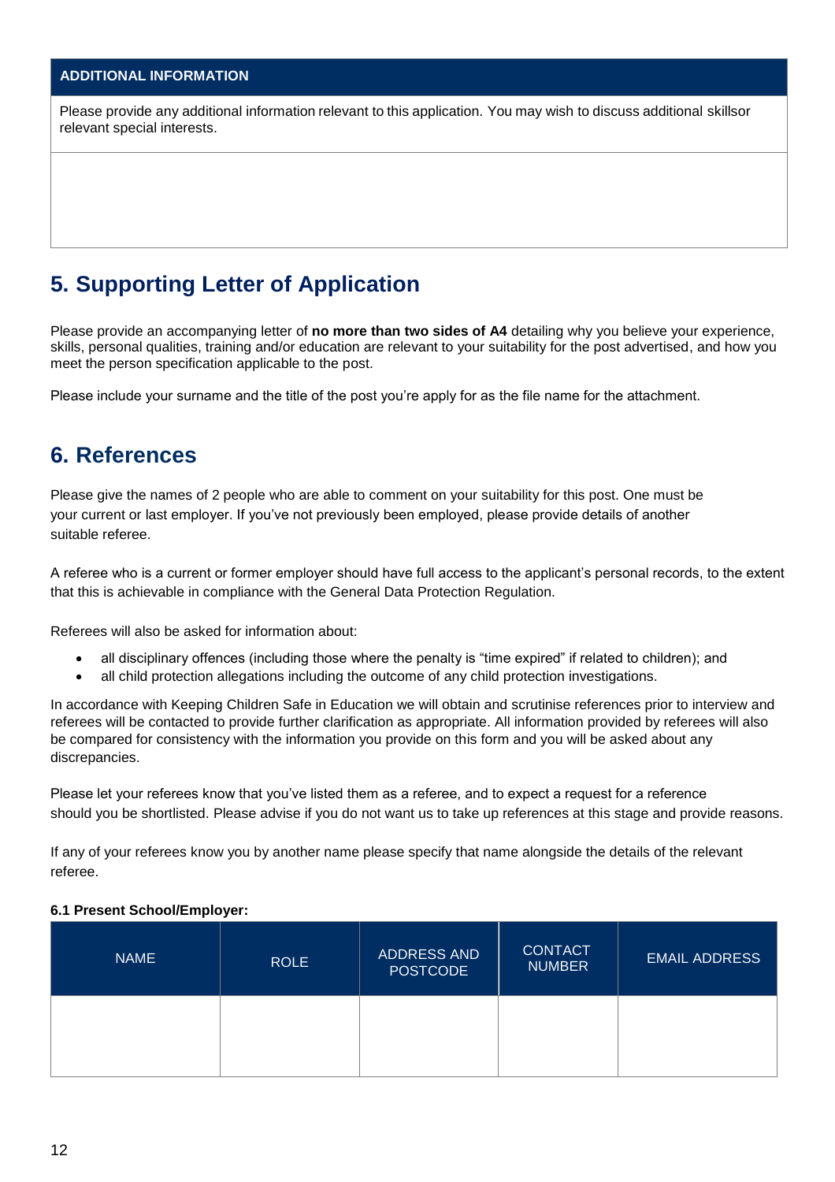| ADDITIONAL INFORMATION |
| --- |
| Please provide any additional information relevant to this application. You may wish to discuss additional skillsor relevant special interests. |
| |

## 5. Supporting Letter of Application

Please provide an accompanying letter of **no more than two sides of A4** detailing why you believe your experience, skills, personal qualities, training and/or education are relevant to your suitability for the post advertised, and how you meet the person specification applicable to the post.

Please include your surname and the title of the post you're apply for as the file name for the attachment.

## 6. References

Please give the names of 2 people who are able to comment on your suitability for this post. One must be your current or last employer. If you've not previously been employed, please provide details of another suitable referee.

A referee who is a current or former employer should have full access to the applicant's personal records, to the extent that this is achievable in compliance with the General Data Protection Regulation.

Referees will also be asked for information about:

- all disciplinary offences (including those where the penalty is "time expired" if related to children); and
- all child protection allegations including the outcome of any child protection investigations.

In accordance with Keeping Children Safe in Education we will obtain and scrutinise references prior to interview and referees will be contacted to provide further clarification as appropriate. All information provided by referees will also be compared for consistency with the information you provide on this form and you will be asked about any discrepancies.

Please let your referees know that you've listed them as a referee, and to expect a request for a reference should you be shortlisted. Please advise if you do not want us to take up references at this stage and provide reasons.

If any of your referees know you by another name please specify that name alongside the details of the relevant referee.

**6.1 Present School/Employer:**

| NAME | ROLE | ADDRESS AND POSTCODE | CONTACT NUMBER | EMAIL ADDRESS |
| --- | --- | --- | --- | --- |
| | | | | |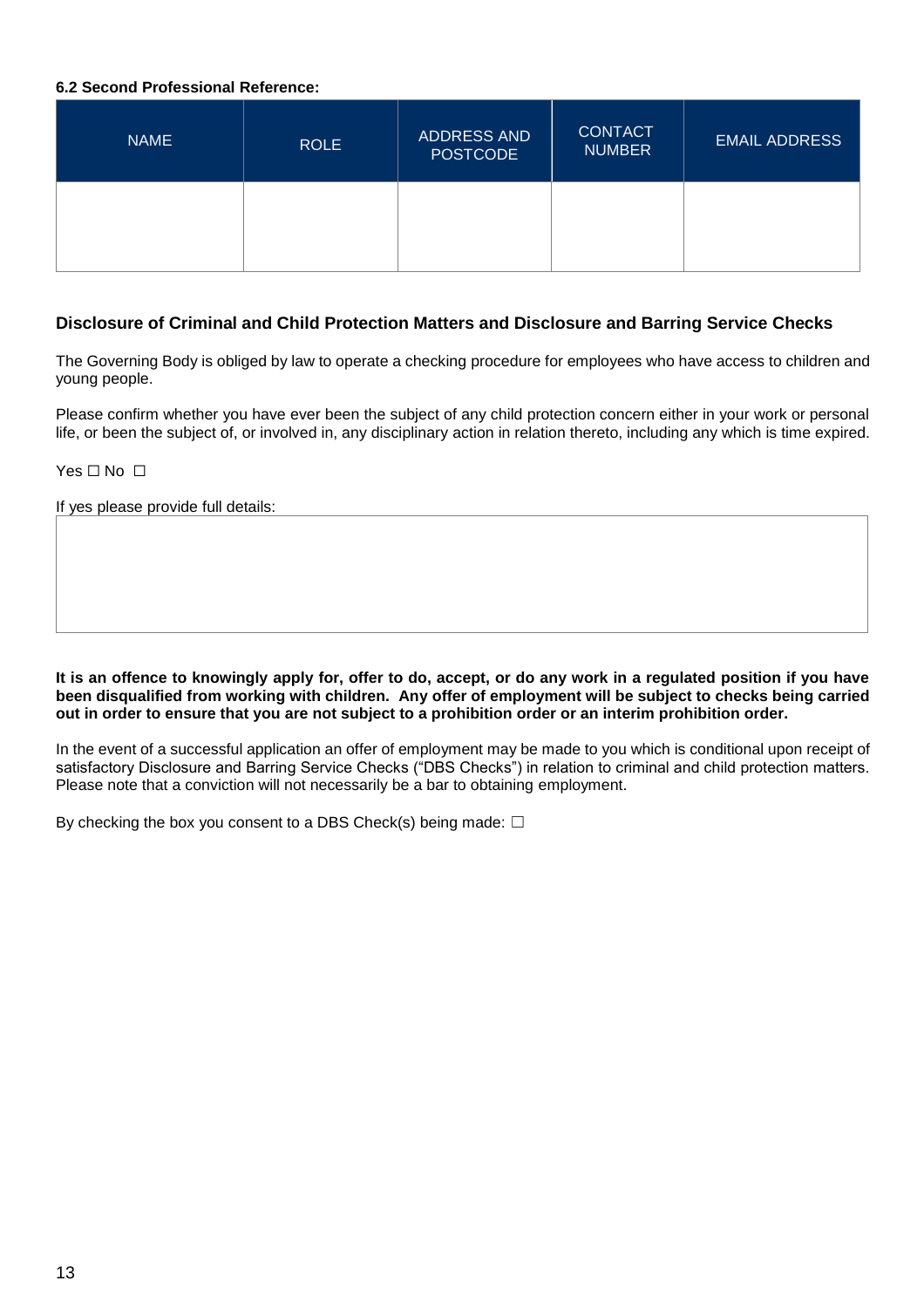**6.2 Second Professional Reference:**

| NAME | ROLE | ADDRESS AND POSTCODE | CONTACT NUMBER | EMAIL ADDRESS |
|---|---|---|---|---|
| | | | | |

### Disclosure of Criminal and Child Protection Matters and Disclosure and Barring Service Checks

The Governing Body is obliged by law to operate a checking procedure for employees who have access to children and young people.

Please confirm whether you have ever been the subject of any child protection concern either in your work or personal life, or been the subject of, or involved in, any disciplinary action in relation thereto, including any which is time expired.

Yes ☐ No ☐

If yes please provide full details:

| |
|---|
| |

**It is an offence to knowingly apply for, offer to do, accept, or do any work in a regulated position if you have been disqualified from working with children. Any offer of employment will be subject to checks being carried out in order to ensure that you are not subject to a prohibition order or an interim prohibition order.**

In the event of a successful application an offer of employment may be made to you which is conditional upon receipt of satisfactory Disclosure and Barring Service Checks ("DBS Checks") in relation to criminal and child protection matters. Please note that a conviction will not necessarily be a bar to obtaining employment.

By checking the box you consent to a DBS Check(s) being made: ☐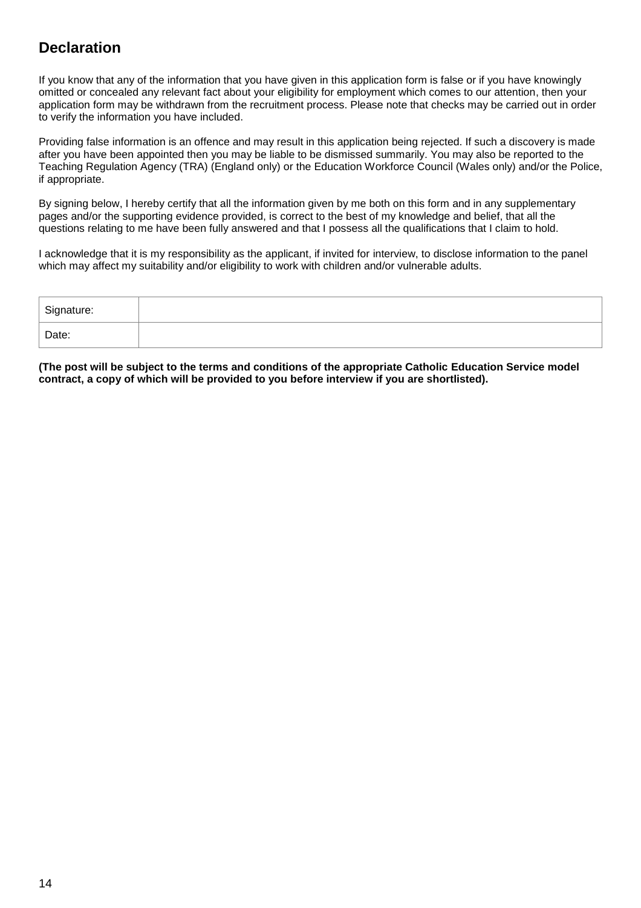## Declaration

If you know that any of the information that you have given in this application form is false or if you have knowingly omitted or concealed any relevant fact about your eligibility for employment which comes to our attention, then your application form may be withdrawn from the recruitment process. Please note that checks may be carried out in order to verify the information you have included.

Providing false information is an offence and may result in this application being rejected. If such a discovery is made after you have been appointed then you may be liable to be dismissed summarily. You may also be reported to the Teaching Regulation Agency (TRA) (England only) or the Education Workforce Council (Wales only) and/or the Police, if appropriate.

By signing below, I hereby certify that all the information given by me both on this form and in any supplementary pages and/or the supporting evidence provided, is correct to the best of my knowledge and belief, that all the questions relating to me have been fully answered and that I possess all the qualifications that I claim to hold.

I acknowledge that it is my responsibility as the applicant, if invited for interview, to disclose information to the panel which may affect my suitability and/or eligibility to work with children and/or vulnerable adults.

| | |
|---|---|
| Signature: | |
| Date: | |

**(The post will be subject to the terms and conditions of the appropriate Catholic Education Service model contract, a copy of which will be provided to you before interview if you are shortlisted).**